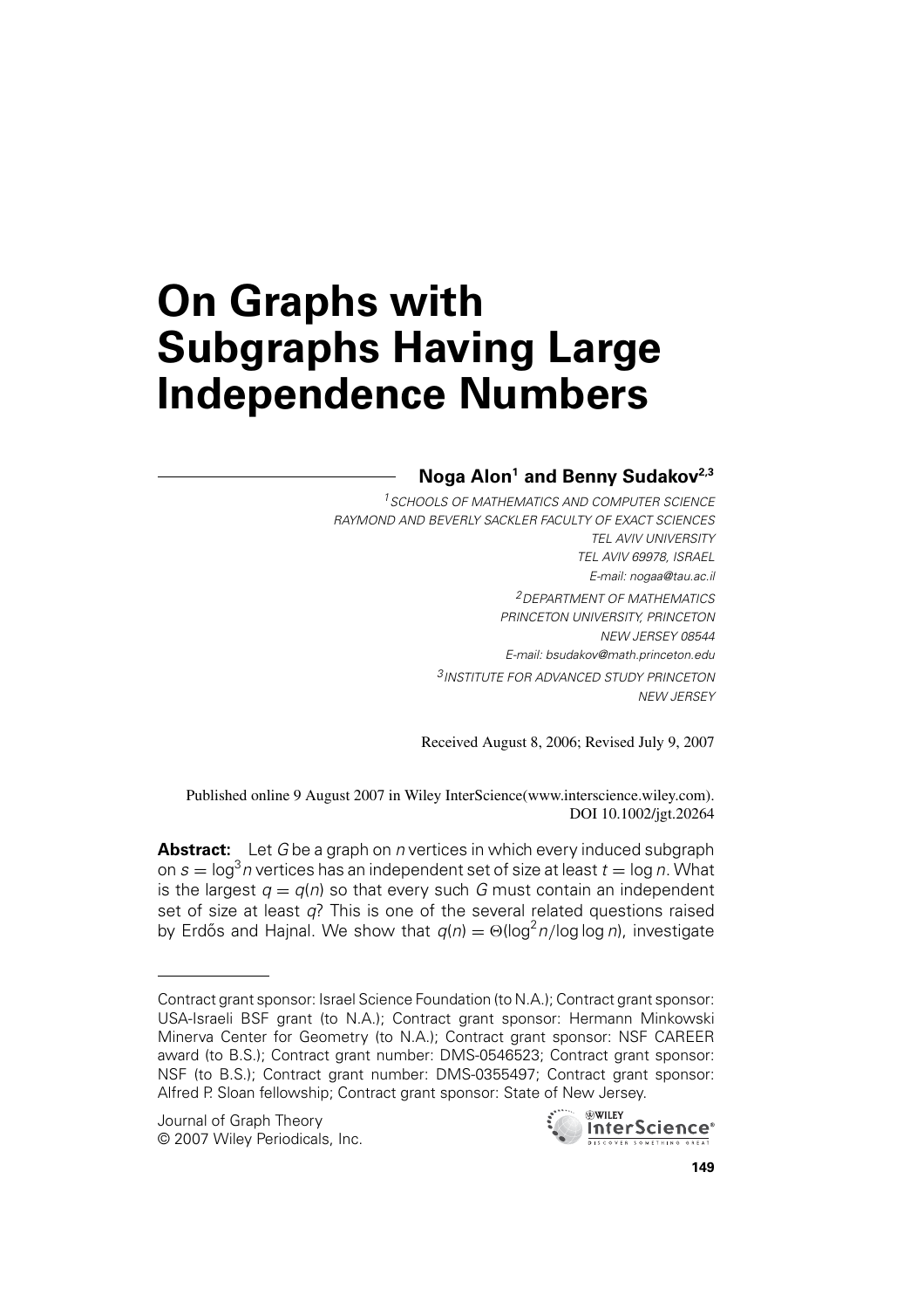# On Graphs with Subgraphs Having Large Independence Numbers

**Noga Alon[1] and Benny Sudakov[2,3]**

[1]SCHOOLS OF MATHEMATICS AND COMPUTER SCIENCE
RAYMOND AND BEVERLY SACKLER FACULTY OF EXACT SCIENCES
TEL AVIV UNIVERSITY
TEL AVIV 69978, ISRAEL
E-mail: nogaa@tau.ac.il

[2]DEPARTMENT OF MATHEMATICS
PRINCETON UNIVERSITY, PRINCETON
NEW JERSEY 08544
E-mail: bsudakov@math.princeton.edu

[3]INSTITUTE FOR ADVANCED STUDY PRINCETON
NEW JERSEY

Received August 8, 2006; Revised July 9, 2007

Published online 9 August 2007 in Wiley InterScience(www.interscience.wiley.com).
DOI 10.1002/jgt.20264

**Abstract:** Let $G$ be a graph on $n$ vertices in which every induced subgraph on $s = \log^3 n$ vertices has an independent set of size at least $t = \log n$. What is the largest $q = q(n)$ so that every such $G$ must contain an independent set of size at least $q$? This is one of the several related questions raised by Erdős and Hajnal. We show that $q(n) = \Theta(\log^2 n/\log\log n)$, investigate

---

Contract grant sponsor: Israel Science Foundation (to N.A.); Contract grant sponsor: USA-Israeli BSF grant (to N.A.); Contract grant sponsor: Hermann Minkowski Minerva Center for Geometry (to N.A.); Contract grant sponsor: NSF CAREER award (to B.S.); Contract grant number: DMS-0546523; Contract grant sponsor: NSF (to B.S.); Contract grant number: DMS-0355497; Contract grant sponsor: Alfred P. Sloan fellowship; Contract grant sponsor: State of New Jersey.

Journal of Graph Theory
© 2007 Wiley Periodicals, Inc.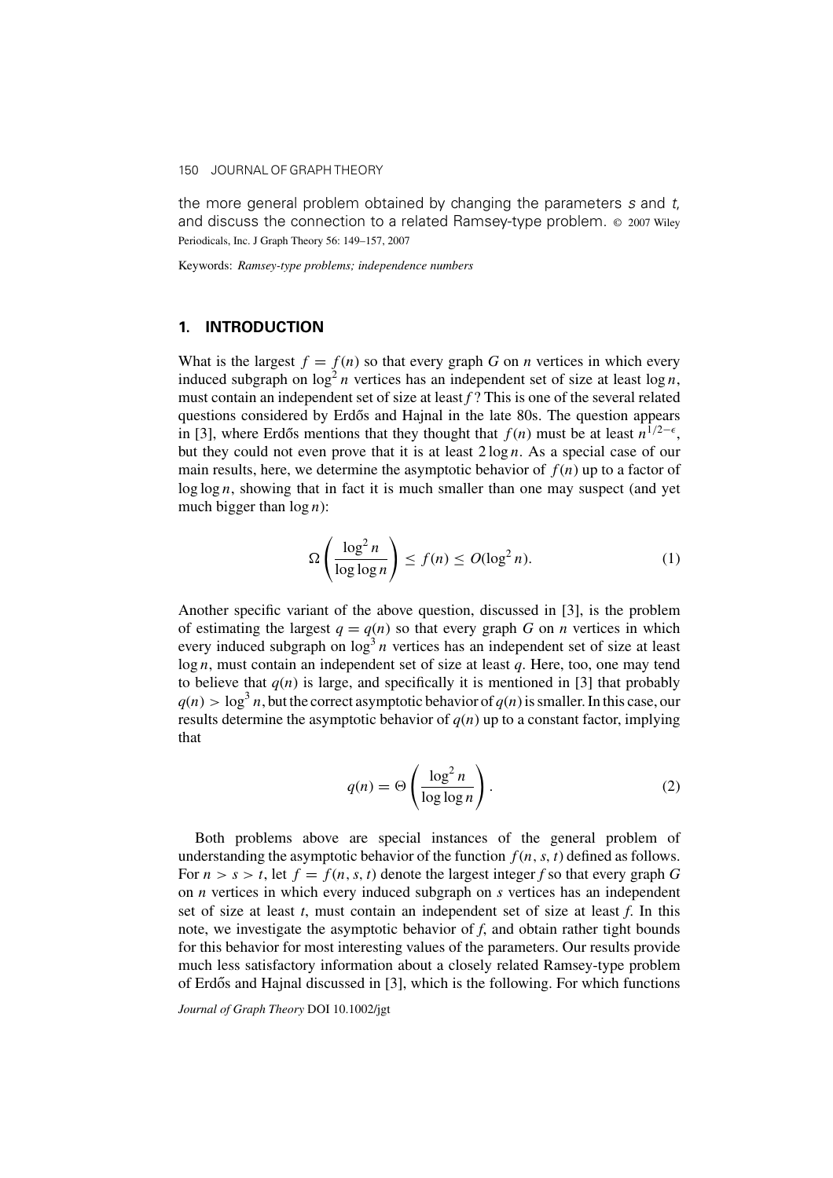the more general problem obtained by changing the parameters $s$ and $t$, and discuss the connection to a related Ramsey-type problem. © 2007 Wiley Periodicals, Inc. J Graph Theory 56: 149–157, 2007

Keywords: *Ramsey-type problems; independence numbers*

## 1. INTRODUCTION

What is the largest $f = f(n)$ so that every graph $G$ on $n$ vertices in which every induced subgraph on $\log^2 n$ vertices has an independent set of size at least $\log n$, must contain an independent set of size at least $f$? This is one of the several related questions considered by Erdős and Hajnal in the late 80s. The question appears in [3], where Erdős mentions that they thought that $f(n)$ must be at least $n^{1/2-\epsilon}$, but they could not even prove that it is at least $2\log n$. As a special case of our main results, here, we determine the asymptotic behavior of $f(n)$ up to a factor of $\log\log n$, showing that in fact it is much smaller than one may suspect (and yet much bigger than $\log n$):

$$\Omega\left(\frac{\log^2 n}{\log\log n}\right) \leq f(n) \leq O(\log^2 n). \tag{1}$$

Another specific variant of the above question, discussed in [3], is the problem of estimating the largest $q = q(n)$ so that every graph $G$ on $n$ vertices in which every induced subgraph on $\log^3 n$ vertices has an independent set of size at least $\log n$, must contain an independent set of size at least $q$. Here, too, one may tend to believe that $q(n)$ is large, and specifically it is mentioned in [3] that probably $q(n) > \log^3 n$, but the correct asymptotic behavior of $q(n)$ is smaller. In this case, our results determine the asymptotic behavior of $q(n)$ up to a constant factor, implying that

$$q(n) = \Theta\left(\frac{\log^2 n}{\log\log n}\right). \tag{2}$$

Both problems above are special instances of the general problem of understanding the asymptotic behavior of the function $f(n, s, t)$ defined as follows. For $n > s > t$, let $f = f(n, s, t)$ denote the largest integer $f$ so that every graph $G$ on $n$ vertices in which every induced subgraph on $s$ vertices has an independent set of size at least $t$, must contain an independent set of size at least $f$. In this note, we investigate the asymptotic behavior of $f$, and obtain rather tight bounds for this behavior for most interesting values of the parameters. Our results provide much less satisfactory information about a closely related Ramsey-type problem of Erdős and Hajnal discussed in [3], which is the following. For which functions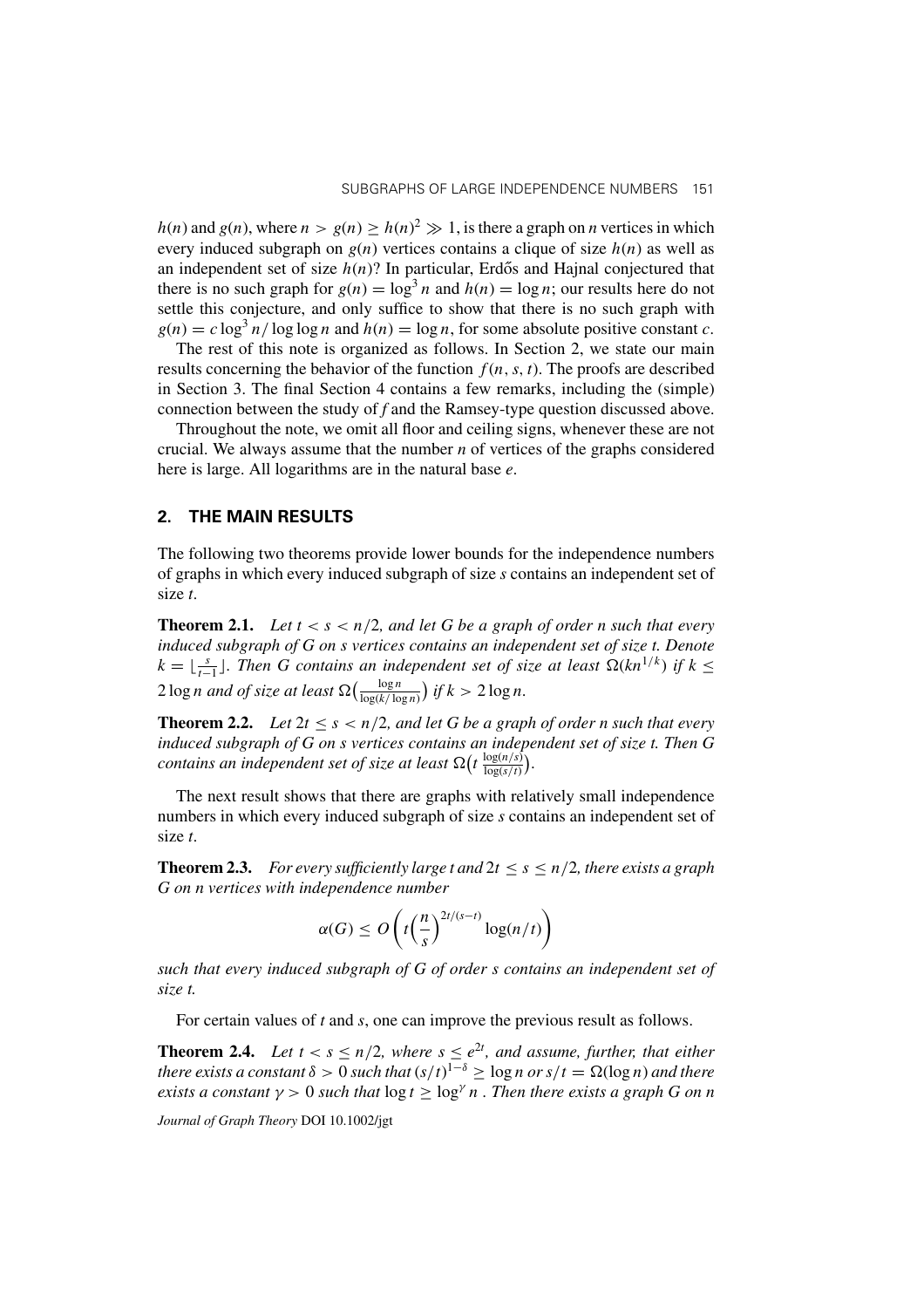$h(n)$ and $g(n)$, where $n > g(n) \geq h(n)^2 \gg 1$, is there a graph on $n$ vertices in which every induced subgraph on $g(n)$ vertices contains a clique of size $h(n)$ as well as an independent set of size $h(n)$? In particular, Erdős and Hajnal conjectured that there is no such graph for $g(n) = \log^3 n$ and $h(n) = \log n$; our results here do not settle this conjecture, and only suffice to show that there is no such graph with $g(n) = c \log^3 n / \log \log n$ and $h(n) = \log n$, for some absolute positive constant $c$.

The rest of this note is organized as follows. In Section 2, we state our main results concerning the behavior of the function $f(n, s, t)$. The proofs are described in Section 3. The final Section 4 contains a few remarks, including the (simple) connection between the study of $f$ and the Ramsey-type question discussed above.

Throughout the note, we omit all floor and ceiling signs, whenever these are not crucial. We always assume that the number $n$ of vertices of the graphs considered here is large. All logarithms are in the natural base $e$.

## 2. THE MAIN RESULTS

The following two theorems provide lower bounds for the independence numbers of graphs in which every induced subgraph of size $s$ contains an independent set of size $t$.

**Theorem 2.1.** *Let $t < s < n/2$, and let $G$ be a graph of order $n$ such that every induced subgraph of $G$ on $s$ vertices contains an independent set of size $t$. Denote $k = \lfloor \frac{s}{t-1} \rfloor$. Then $G$ contains an independent set of size at least $\Omega(kn^{1/k})$ if $k \leq 2 \log n$ and of size at least $\Omega\big(\frac{\log n}{\log(k/\log n)}\big)$ if $k > 2 \log n$.*

**Theorem 2.2.** *Let $2t \leq s < n/2$, and let $G$ be a graph of order $n$ such that every induced subgraph of $G$ on $s$ vertices contains an independent set of size $t$. Then $G$ contains an independent set of size at least $\Omega\big(t \frac{\log(n/s)}{\log(s/t)}\big)$.*

The next result shows that there are graphs with relatively small independence numbers in which every induced subgraph of size $s$ contains an independent set of size $t$.

**Theorem 2.3.** *For every sufficiently large $t$ and $2t \leq s \leq n/2$, there exists a graph $G$ on $n$ vertices with independence number*

$$\alpha(G) \leq O\left( t \Big(\frac{n}{s}\Big)^{2t/(s-t)} \log(n/t) \right)$$

*such that every induced subgraph of $G$ of order $s$ contains an independent set of size $t$.*

For certain values of $t$ and $s$, one can improve the previous result as follows.

**Theorem 2.4.** *Let $t < s \leq n/2$, where $s \leq e^{2t}$, and assume, further, that either there exists a constant $\delta > 0$ such that $(s/t)^{1-\delta} \geq \log n$ or $s/t = \Omega(\log n)$ and there exists a constant $\gamma > 0$ such that $\log t \geq \log^{\gamma} n$ . Then there exists a graph $G$ on $n$*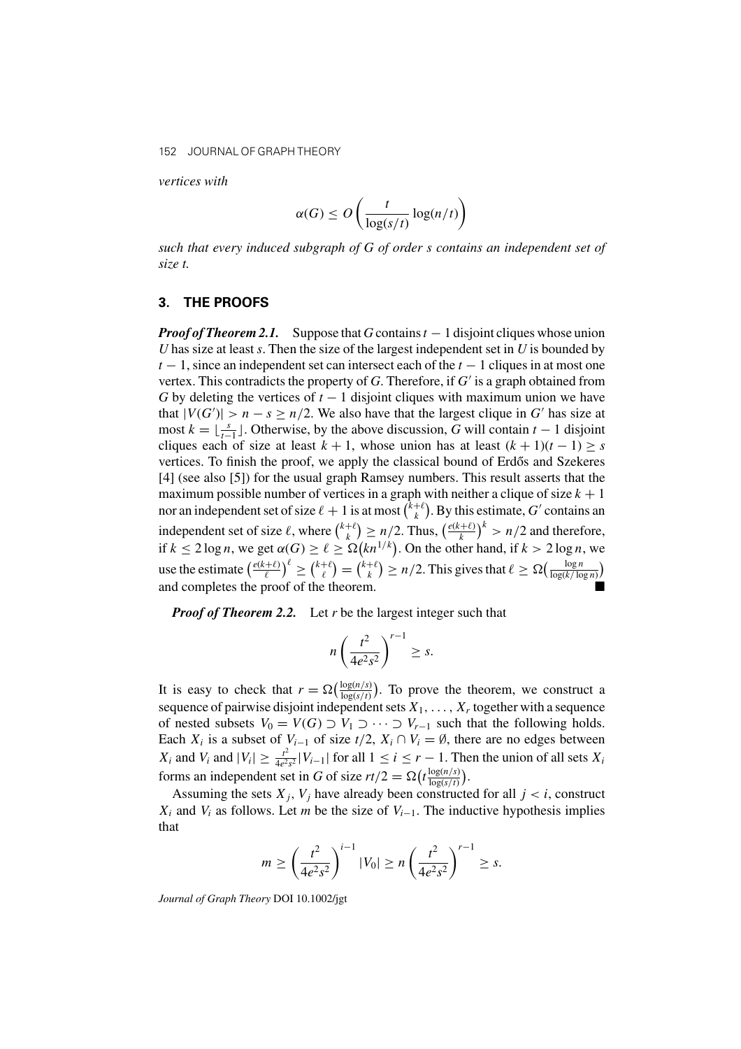*vertices with*

$$\alpha(G) \le O\left(\frac{t}{\log(s/t)}\log(n/t)\right)$$

*such that every induced subgraph of G of order s contains an independent set of size t.*

## 3. THE PROOFS

***Proof of Theorem 2.1.*** Suppose that $G$ contains $t-1$ disjoint cliques whose union $U$ has size at least $s$. Then the size of the largest independent set in $U$ is bounded by $t-1$, since an independent set can intersect each of the $t-1$ cliques in at most one vertex. This contradicts the property of $G$. Therefore, if $G'$ is a graph obtained from $G$ by deleting the vertices of $t-1$ disjoint cliques with maximum union we have that $|V(G')| > n - s \ge n/2$. We also have that the largest clique in $G'$ has size at most $k = \lfloor \frac{s}{t-1} \rfloor$. Otherwise, by the above discussion, $G$ will contain $t-1$ disjoint cliques each of size at least $k+1$, whose union has at least $(k+1)(t-1) \ge s$ vertices. To finish the proof, we apply the classical bound of Erdős and Szekeres [4] (see also [5]) for the usual graph Ramsey numbers. This result asserts that the maximum possible number of vertices in a graph with neither a clique of size $k+1$ nor an independent set of size $\ell+1$ is at most $\binom{k+\ell}{k}$. By this estimate, $G'$ contains an independent set of size $\ell$, where $\binom{k+\ell}{k} \ge n/2$. Thus, $\left(\frac{e(k+\ell)}{k}\right)^k > n/2$ and therefore, if $k \le 2\log n$, we get $\alpha(G) \ge \ell \ge \Omega\big(kn^{1/k}\big)$. On the other hand, if $k > 2\log n$, we use the estimate $\left(\frac{e(k+\ell)}{\ell}\right)^\ell \ge \binom{k+\ell}{\ell} = \binom{k+\ell}{k} \ge n/2$. This gives that $\ell \ge \Omega\big(\frac{\log n}{\log(k/\log n)}\big)$ and completes the proof of the theorem. ■

***Proof of Theorem 2.2.*** Let $r$ be the largest integer such that

$$n\left(\frac{t^2}{4e^2s^2}\right)^{r-1} \ge s.$$

It is easy to check that $r = \Omega\big(\frac{\log(n/s)}{\log(s/t)}\big)$. To prove the theorem, we construct a sequence of pairwise disjoint independent sets $X_1, \ldots, X_r$ together with a sequence of nested subsets $V_0 = V(G) \supset V_1 \supset \cdots \supset V_{r-1}$ such that the following holds. Each $X_i$ is a subset of $V_{i-1}$ of size $t/2$, $X_i \cap V_i = \emptyset$, there are no edges between $X_i$ and $V_i$ and $|V_i| \ge \frac{t^2}{4e^2s^2}|V_{i-1}|$ for all $1 \le i \le r-1$. Then the union of all sets $X_i$ forms an independent set in $G$ of size $rt/2 = \Omega\big(t\frac{\log(n/s)}{\log(s/t)}\big)$.

Assuming the sets $X_j, V_j$ have already been constructed for all $j < i$, construct $X_i$ and $V_i$ as follows. Let $m$ be the size of $V_{i-1}$. The inductive hypothesis implies that

$$m \ge \left(\frac{t^2}{4e^2s^2}\right)^{i-1}|V_0| \ge n\left(\frac{t^2}{4e^2s^2}\right)^{r-1} \ge s.$$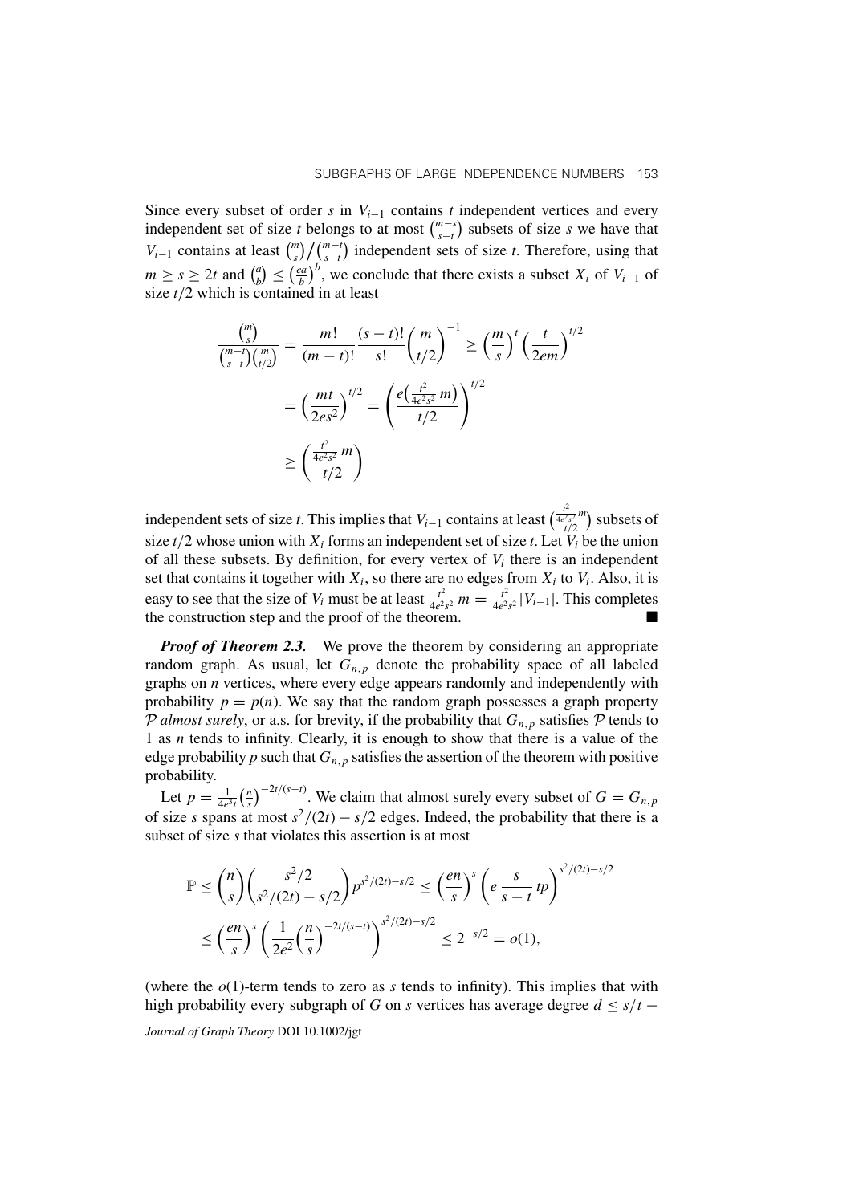Since every subset of order $s$ in $V_{i-1}$ contains $t$ independent vertices and every independent set of size $t$ belongs to at most $\binom{m-s}{s-t}$ subsets of size $s$ we have that $V_{i-1}$ contains at least $\binom{m}{s}/\binom{m-t}{s-t}$ independent sets of size $t$. Therefore, using that $m \geq s \geq 2t$ and $\binom{a}{b} \leq \left(\frac{ea}{b}\right)^b$, we conclude that there exists a subset $X_i$ of $V_{i-1}$ of size $t/2$ which is contained in at least

$$
\begin{aligned}
\frac{\binom{m}{s}}{\binom{m-t}{s-t}\binom{m}{t/2}} &= \frac{m!}{(m-t)!}\frac{(s-t)!}{s!}\binom{m}{t/2}^{-1} \geq \left(\frac{m}{s}\right)^t \left(\frac{t}{2em}\right)^{t/2} \\
&= \left(\frac{mt}{2es^2}\right)^{t/2} = \left(\frac{e\left(\frac{t^2}{4e^2s^2}m\right)}{t/2}\right)^{t/2} \\
&\geq \binom{\frac{t^2}{4e^2s^2}m}{t/2}
\end{aligned}
$$

independent sets of size $t$. This implies that $V_{i-1}$ contains at least $\binom{\frac{t^2}{4e^2s^2}m}{t/2}$ subsets of size $t/2$ whose union with $X_i$ forms an independent set of size $t$. Let $V_i$ be the union of all these subsets. By definition, for every vertex of $V_i$ there is an independent set that contains it together with $X_i$, so there are no edges from $X_i$ to $V_i$. Also, it is easy to see that the size of $V_i$ must be at least $\frac{t^2}{4e^2s^2}m = \frac{t^2}{4e^2s^2}|V_{i-1}|$. This completes the construction step and the proof of the theorem. ■

***Proof of Theorem 2.3.*** We prove the theorem by considering an appropriate random graph. As usual, let $G_{n,p}$ denote the probability space of all labeled graphs on $n$ vertices, where every edge appears randomly and independently with probability $p = p(n)$. We say that the random graph possesses a graph property $\mathcal{P}$ *almost surely*, or a.s. for brevity, if the probability that $G_{n,p}$ satisfies $\mathcal{P}$ tends to 1 as $n$ tends to infinity. Clearly, it is enough to show that there is a value of the edge probability $p$ such that $G_{n,p}$ satisfies the assertion of the theorem with positive probability.

Let $p = \frac{1}{4e^3t}\left(\frac{n}{s}\right)^{-2t/(s-t)}$. We claim that almost surely every subset of $G = G_{n,p}$ of size $s$ spans at most $s^2/(2t) - s/2$ edges. Indeed, the probability that there is a subset of size $s$ that violates this assertion is at most

$$
\begin{aligned}
\mathbb{P} &\leq \binom{n}{s}\binom{s^2/2}{s^2/(2t)-s/2}p^{s^2/(2t)-s/2} \leq \left(\frac{en}{s}\right)^s \left(e\,\frac{s}{s-t}\,tp\right)^{s^2/(2t)-s/2} \\
&\leq \left(\frac{en}{s}\right)^s \left(\frac{1}{2e^2}\left(\frac{n}{s}\right)^{-2t/(s-t)}\right)^{s^2/(2t)-s/2} \leq 2^{-s/2} = o(1),
\end{aligned}
$$

(where the $o(1)$-term tends to zero as $s$ tends to infinity). This implies that with high probability every subgraph of $G$ on $s$ vertices has average degree $d \leq s/t -$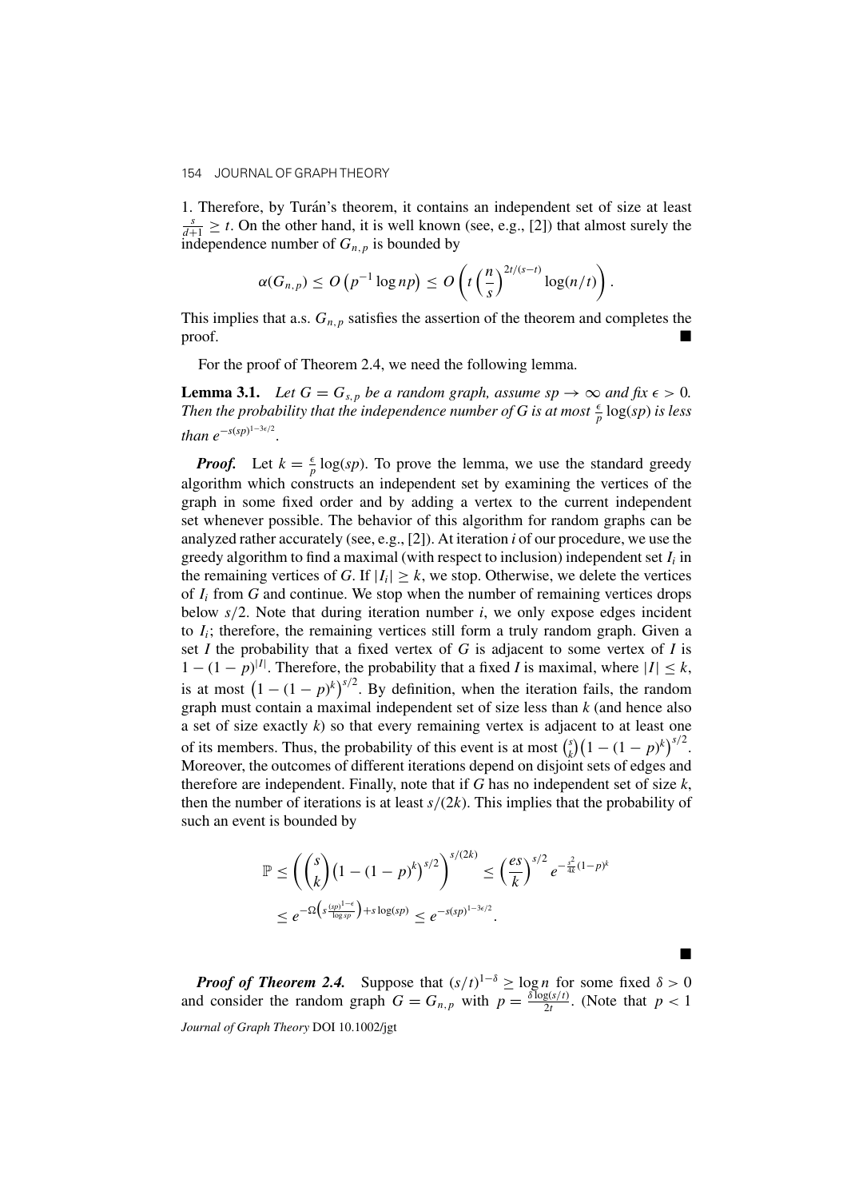1. Therefore, by Turán's theorem, it contains an independent set of size at least $\frac{s}{d+1} \geq t$. On the other hand, it is well known (see, e.g., [2]) that almost surely the independence number of $G_{n,p}$ is bounded by

$$\alpha(G_{n,p}) \leq O\left(p^{-1}\log np\right) \leq O\left(t\left(\frac{n}{s}\right)^{2t/(s-t)}\log(n/t)\right).$$

This implies that a.s. $G_{n,p}$ satisfies the assertion of the theorem and completes the proof. ■

For the proof of Theorem 2.4, we need the following lemma.

**Lemma 3.1.** *Let $G = G_{s,p}$ be a random graph, assume $sp \to \infty$ and fix $\epsilon > 0$. Then the probability that the independence number of G is at most $\frac{\epsilon}{p}\log(sp)$ is less than $e^{-s(sp)^{1-3\epsilon/2}}$.*

***Proof.*** Let $k = \frac{\epsilon}{p}\log(sp)$. To prove the lemma, we use the standard greedy algorithm which constructs an independent set by examining the vertices of the graph in some fixed order and by adding a vertex to the current independent set whenever possible. The behavior of this algorithm for random graphs can be analyzed rather accurately (see, e.g., [2]). At iteration $i$ of our procedure, we use the greedy algorithm to find a maximal (with respect to inclusion) independent set $I_i$ in the remaining vertices of $G$. If $|I_i| \geq k$, we stop. Otherwise, we delete the vertices of $I_i$ from $G$ and continue. We stop when the number of remaining vertices drops below $s/2$. Note that during iteration number $i$, we only expose edges incident to $I_i$; therefore, the remaining vertices still form a truly random graph. Given a set $I$ the probability that a fixed vertex of $G$ is adjacent to some vertex of $I$ is $1-(1-p)^{|I|}$. Therefore, the probability that a fixed $I$ is maximal, where $|I| \leq k$, is at most $\left(1-(1-p)^k\right)^{s/2}$. By definition, when the iteration fails, the random graph must contain a maximal independent set of size less than $k$ (and hence also a set of size exactly $k$) so that every remaining vertex is adjacent to at least one of its members. Thus, the probability of this event is at most $\binom{s}{k}\left(1-(1-p)^k\right)^{s/2}$. Moreover, the outcomes of different iterations depend on disjoint sets of edges and therefore are independent. Finally, note that if $G$ has no independent set of size $k$, then the number of iterations is at least $s/(2k)$. This implies that the probability of such an event is bounded by

$$\mathbb{P} \leq \left(\binom{s}{k}\left(1-(1-p)^k\right)^{s/2}\right)^{s/(2k)} \leq \left(\frac{es}{k}\right)^{s/2} e^{-\frac{s^2}{4k}(1-p)^k}$$
$$\leq e^{-\Omega\left(s\frac{(sp)^{1-\epsilon}}{\log sp}\right)+s\log(sp)} \leq e^{-s(sp)^{1-3\epsilon/2}}.$$

■

***Proof of Theorem 2.4.*** Suppose that $(s/t)^{1-\delta} \geq \log n$ for some fixed $\delta > 0$ and consider the random graph $G = G_{n,p}$ with $p = \frac{\delta\log(s/t)}{2t}$. (Note that $p < 1$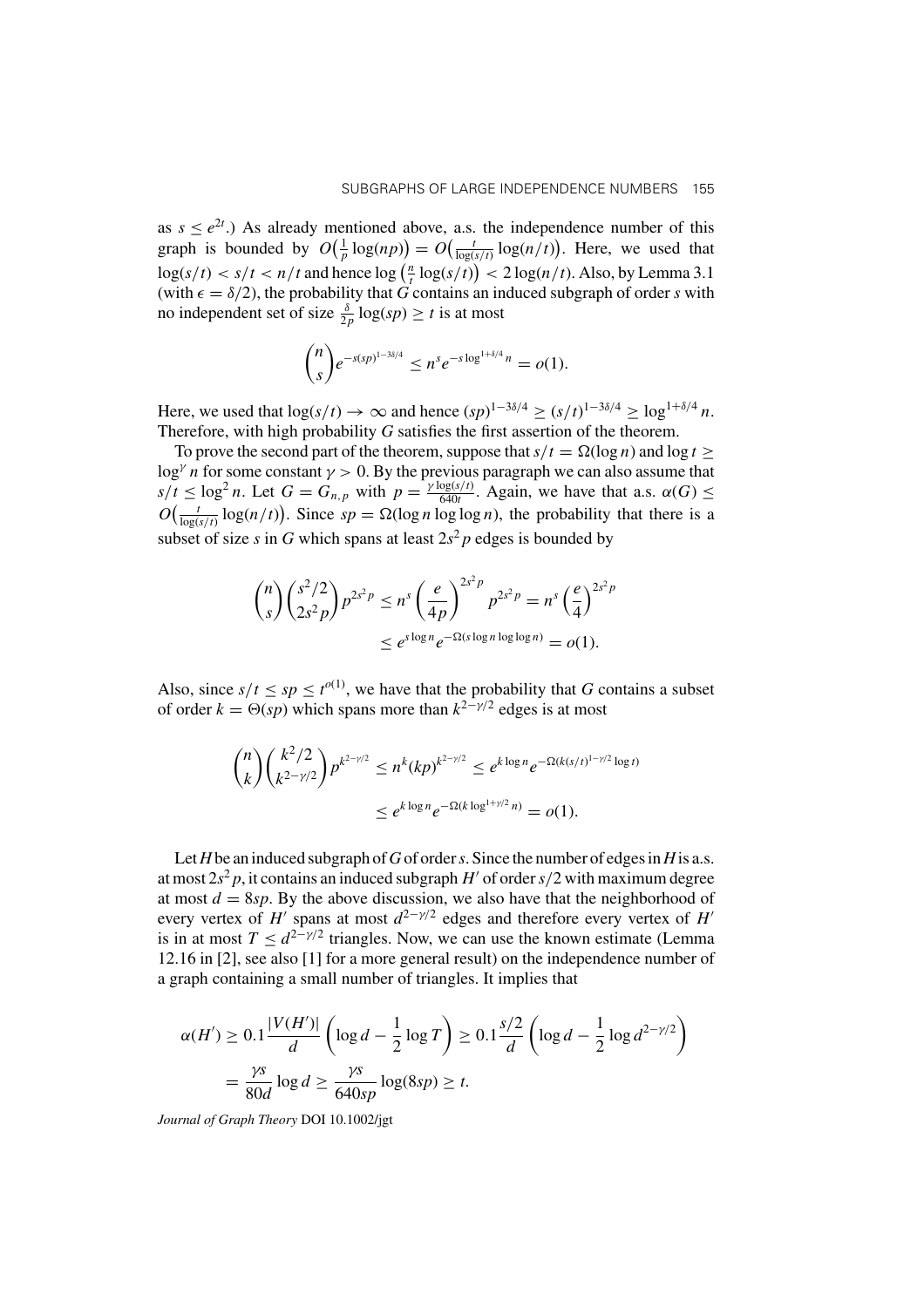as $s \leq e^{2t}$.) As already mentioned above, a.s. the independence number of this graph is bounded by $O\big(\frac{1}{p}\log(np)\big) = O\big(\frac{t}{\log(s/t)}\log(n/t)\big)$. Here, we used that $\log(s/t) < s/t < n/t$ and hence $\log\big(\frac{n}{t}\log(s/t)\big) < 2\log(n/t)$. Also, by Lemma 3.1 (with $\epsilon = \delta/2$), the probability that $G$ contains an induced subgraph of order $s$ with no independent set of size $\frac{\delta}{2p}\log(sp) \geq t$ is at most

$$\binom{n}{s} e^{-s(sp)^{1-3\delta/4}} \leq n^s e^{-s\log^{1+\delta/4} n} = o(1).$$

Here, we used that $\log(s/t) \to \infty$ and hence $(sp)^{1-3\delta/4} \geq (s/t)^{1-3\delta/4} \geq \log^{1+\delta/4} n$. Therefore, with high probability $G$ satisfies the first assertion of the theorem.

To prove the second part of the theorem, suppose that $s/t = \Omega(\log n)$ and $\log t \geq \log^{\gamma} n$ for some constant $\gamma > 0$. By the previous paragraph we can also assume that $s/t \leq \log^2 n$. Let $G = G_{n,p}$ with $p = \frac{\gamma \log(s/t)}{640t}$. Again, we have that a.s. $\alpha(G) \leq O\big(\frac{t}{\log(s/t)}\log(n/t)\big)$. Since $sp = \Omega(\log n \log\log n)$, the probability that there is a subset of size $s$ in $G$ which spans at least $2s^2 p$ edges is bounded by

$$\binom{n}{s}\binom{s^2/2}{2s^2p} p^{2s^2p} \leq n^s \left(\frac{e}{4p}\right)^{2s^2p} p^{2s^2p} = n^s \left(\frac{e}{4}\right)^{2s^2p}$$
$$\leq e^{s\log n} e^{-\Omega(s\log n \log\log n)} = o(1).$$

Also, since $s/t \leq sp \leq t^{o(1)}$, we have that the probability that $G$ contains a subset of order $k = \Theta(sp)$ which spans more than $k^{2-\gamma/2}$ edges is at most

$$\binom{n}{k}\binom{k^2/2}{k^{2-\gamma/2}} p^{k^{2-\gamma/2}} \leq n^k (kp)^{k^{2-\gamma/2}} \leq e^{k\log n} e^{-\Omega(k(s/t)^{1-\gamma/2}\log t)}$$
$$\leq e^{k\log n} e^{-\Omega(k\log^{1+\gamma/2} n)} = o(1).$$

Let $H$ be an induced subgraph of $G$ of order $s$. Since the number of edges in $H$ is a.s. at most $2s^2p$, it contains an induced subgraph $H'$ of order $s/2$ with maximum degree at most $d = 8sp$. By the above discussion, we also have that the neighborhood of every vertex of $H'$ spans at most $d^{2-\gamma/2}$ edges and therefore every vertex of $H'$ is in at most $T \leq d^{2-\gamma/2}$ triangles. Now, we can use the known estimate (Lemma 12.16 in [2], see also [1] for a more general result) on the independence number of a graph containing a small number of triangles. It implies that

$$\alpha(H') \geq 0.1\frac{|V(H')|}{d}\left(\log d - \frac{1}{2}\log T\right) \geq 0.1\frac{s/2}{d}\left(\log d - \frac{1}{2}\log d^{2-\gamma/2}\right)$$
$$= \frac{\gamma s}{80d}\log d \geq \frac{\gamma s}{640sp}\log(8sp) \geq t.$$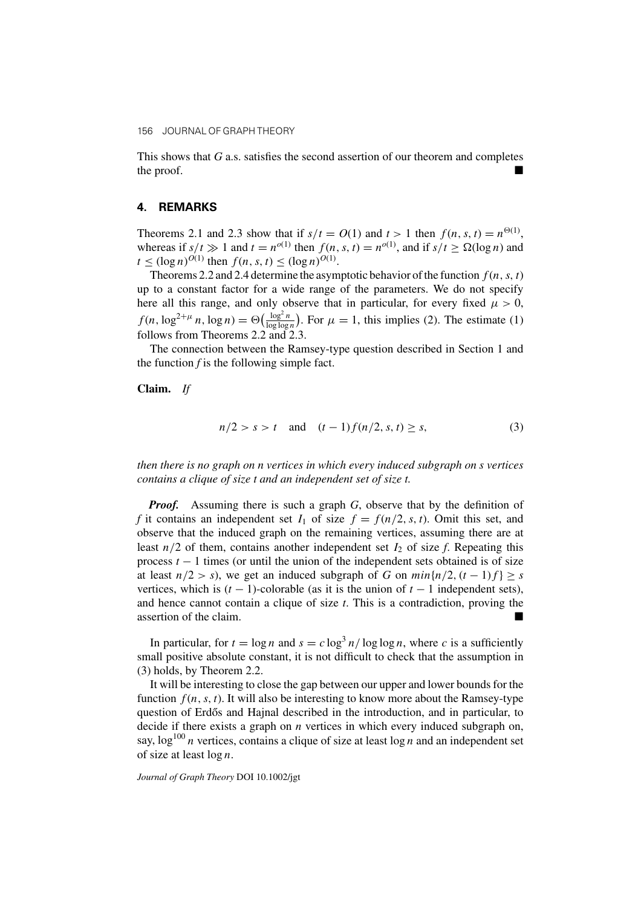This shows that $G$ a.s. satisfies the second assertion of our theorem and completes the proof. ■

## 4. REMARKS

Theorems 2.1 and 2.3 show that if $s/t = O(1)$ and $t > 1$ then $f(n, s, t) = n^{\Theta(1)}$, whereas if $s/t \gg 1$ and $t = n^{o(1)}$ then $f(n, s, t) = n^{o(1)}$, and if $s/t \geq \Omega(\log n)$ and $t \leq (\log n)^{O(1)}$ then $f(n, s, t) \leq (\log n)^{O(1)}$.

Theorems 2.2 and 2.4 determine the asymptotic behavior of the function $f(n, s, t)$ up to a constant factor for a wide range of the parameters. We do not specify here all this range, and only observe that in particular, for every fixed $\mu > 0$, $f(n, \log^{2+\mu} n, \log n) = \Theta\big(\frac{\log^2 n}{\log \log n}\big)$. For $\mu = 1$, this implies (2). The estimate (1) follows from Theorems 2.2 and 2.3.

The connection between the Ramsey-type question described in Section 1 and the function $f$ is the following simple fact.

**Claim.** *If*

$$n/2 > s > t \quad \text{and} \quad (t-1) f(n/2, s, t) \geq s, \tag{3}$$

*then there is no graph on n vertices in which every induced subgraph on s vertices contains a clique of size t and an independent set of size t.*

***Proof.*** Assuming there is such a graph $G$, observe that by the definition of $f$ it contains an independent set $I_1$ of size $f = f(n/2, s, t)$. Omit this set, and observe that the induced graph on the remaining vertices, assuming there are at least $n/2$ of them, contains another independent set $I_2$ of size $f$. Repeating this process $t - 1$ times (or until the union of the independent sets obtained is of size at least $n/2 > s$), we get an induced subgraph of $G$ on $min\{n/2, (t-1)f\} \geq s$ vertices, which is $(t-1)$-colorable (as it is the union of $t - 1$ independent sets), and hence cannot contain a clique of size $t$. This is a contradiction, proving the assertion of the claim. ■

In particular, for $t = \log n$ and $s = c \log^3 n / \log \log n$, where $c$ is a sufficiently small positive absolute constant, it is not difficult to check that the assumption in (3) holds, by Theorem 2.2.

It will be interesting to close the gap between our upper and lower bounds for the function $f(n, s, t)$. It will also be interesting to know more about the Ramsey-type question of Erdős and Hajnal described in the introduction, and in particular, to decide if there exists a graph on $n$ vertices in which every induced subgraph on, say, $\log^{100} n$ vertices, contains a clique of size at least $\log n$ and an independent set of size at least $\log n$.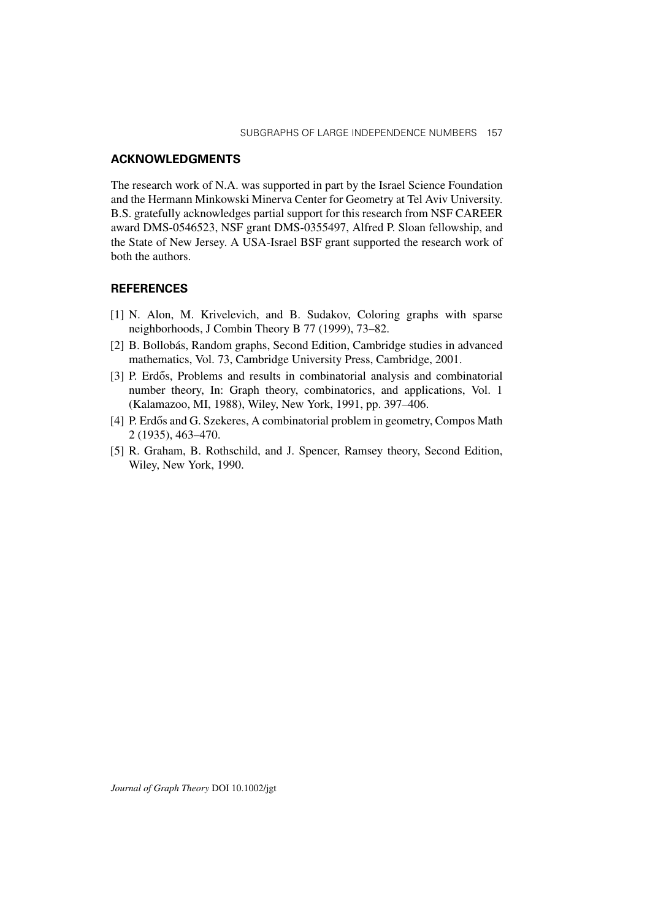## ACKNOWLEDGMENTS

The research work of N.A. was supported in part by the Israel Science Foundation and the Hermann Minkowski Minerva Center for Geometry at Tel Aviv University. B.S. gratefully acknowledges partial support for this research from NSF CAREER award DMS-0546523, NSF grant DMS-0355497, Alfred P. Sloan fellowship, and the State of New Jersey. A USA-Israel BSF grant supported the research work of both the authors.

## REFERENCES

[1] N. Alon, M. Krivelevich, and B. Sudakov, Coloring graphs with sparse neighborhoods, J Combin Theory B 77 (1999), 73–82.

[2] B. Bollobás, Random graphs, Second Edition, Cambridge studies in advanced mathematics, Vol. 73, Cambridge University Press, Cambridge, 2001.

[3] P. Erdős, Problems and results in combinatorial analysis and combinatorial number theory, In: Graph theory, combinatorics, and applications, Vol. 1 (Kalamazoo, MI, 1988), Wiley, New York, 1991, pp. 397–406.

[4] P. Erdős and G. Szekeres, A combinatorial problem in geometry, Compos Math 2 (1935), 463–470.

[5] R. Graham, B. Rothschild, and J. Spencer, Ramsey theory, Second Edition, Wiley, New York, 1990.